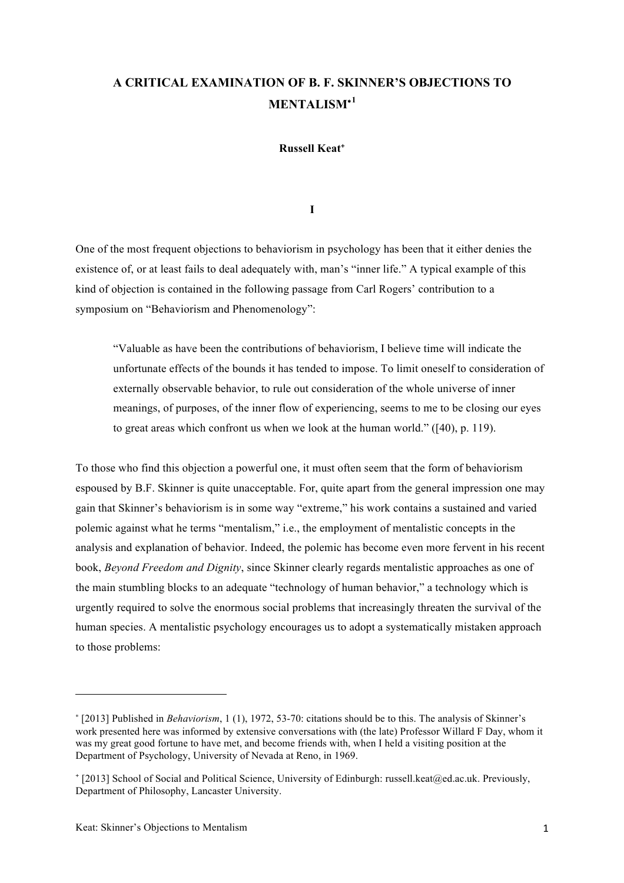# A CRITICAL EXAMINATION OF B. F. SKINNER'S OBJECTIONS TO MENTALISM*[1]

**Russell Keat**[+]

## I

One of the most frequent objections to behaviorism in psychology has been that it either denies the existence of, or at least fails to deal adequately with, man's "inner life." A typical example of this kind of objection is contained in the following passage from Carl Rogers' contribution to a symposium on "Behaviorism and Phenomenology":

> "Valuable as have been the contributions of behaviorism, I believe time will indicate the unfortunate effects of the bounds it has tended to impose. To limit oneself to consideration of externally observable behavior, to rule out consideration of the whole universe of inner meanings, of purposes, of the inner flow of experiencing, seems to me to be closing our eyes to great areas which confront us when we look at the human world." ([40], p. 119).

To those who find this objection a powerful one, it must often seem that the form of behaviorism espoused by B.F. Skinner is quite unacceptable. For, quite apart from the general impression one may gain that Skinner's behaviorism is in some way "extreme," his work contains a sustained and varied polemic against what he terms "mentalism," i.e., the employment of mentalistic concepts in the analysis and explanation of behavior. Indeed, the polemic has become even more fervent in his recent book, *Beyond Freedom and Dignity*, since Skinner clearly regards mentalistic approaches as one of the main stumbling blocks to an adequate "technology of human behavior," a technology which is urgently required to solve the enormous social problems that increasingly threaten the survival of the human species. A mentalistic psychology encourages us to adopt a systematically mistaken approach to those problems:

---

* [2013] Published in *Behaviorism*, 1 (1), 1972, 53-70: citations should be to this. The analysis of Skinner's work presented here was informed by extensive conversations with (the late) Professor Willard F Day, whom it was my great good fortune to have met, and become friends with, when I held a visiting position at the Department of Psychology, University of Nevada at Reno, in 1969.

+ [2013] School of Social and Political Science, University of Edinburgh: russell.keat@ed.ac.uk. Previously, Department of Philosophy, Lancaster University.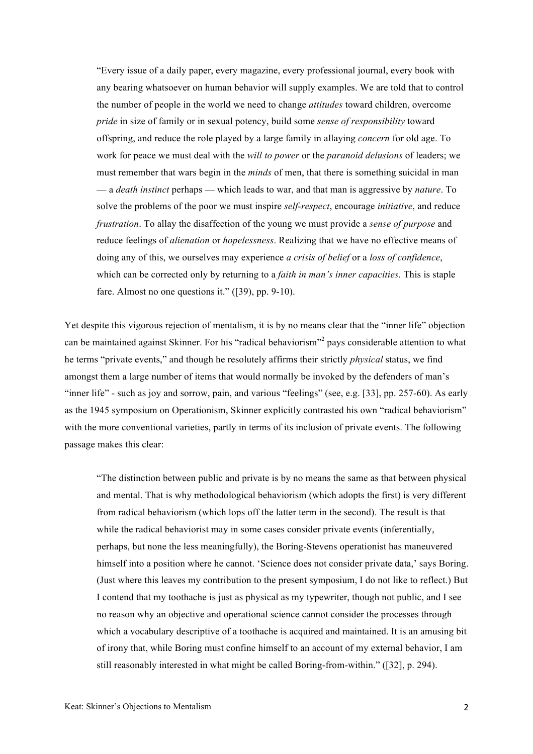> "Every issue of a daily paper, every magazine, every professional journal, every book with any bearing whatsoever on human behavior will supply examples. We are told that to control the number of people in the world we need to change *attitudes* toward children, overcome *pride* in size of family or in sexual potency, build some *sense of responsibility* toward offspring, and reduce the role played by a large family in allaying *concern* for old age. To work for peace we must deal with the *will to power* or the *paranoid delusions* of leaders; we must remember that wars begin in the *minds* of men, that there is something suicidal in man — a *death instinct* perhaps — which leads to war, and that man is aggressive by *nature*. To solve the problems of the poor we must inspire *self-respect*, encourage *initiative*, and reduce *frustration*. To allay the disaffection of the young we must provide a *sense of purpose* and reduce feelings of *alienation* or *hopelessness*. Realizing that we have no effective means of doing any of this, we ourselves may experience *a crisis of belief* or a *loss of confidence*, which can be corrected only by returning to a *faith in man's inner capacities*. This is staple fare. Almost no one questions it." ([39], pp. 9-10).

Yet despite this vigorous rejection of mentalism, it is by no means clear that the "inner life" objection can be maintained against Skinner. For his "radical behaviorism"[2] pays considerable attention to what he terms "private events," and though he resolutely affirms their strictly *physical* status, we find amongst them a large number of items that would normally be invoked by the defenders of man's "inner life" - such as joy and sorrow, pain, and various "feelings" (see, e.g. [33], pp. 257-60). As early as the 1945 symposium on Operationism, Skinner explicitly contrasted his own "radical behaviorism" with the more conventional varieties, partly in terms of its inclusion of private events. The following passage makes this clear:

> "The distinction between public and private is by no means the same as that between physical and mental. That is why methodological behaviorism (which adopts the first) is very different from radical behaviorism (which lops off the latter term in the second). The result is that while the radical behaviorist may in some cases consider private events (inferentially, perhaps, but none the less meaningfully), the Boring-Stevens operationist has maneuvered himself into a position where he cannot. 'Science does not consider private data,' says Boring. (Just where this leaves my contribution to the present symposium, I do not like to reflect.) But I contend that my toothache is just as physical as my typewriter, though not public, and I see no reason why an objective and operational science cannot consider the processes through which a vocabulary descriptive of a toothache is acquired and maintained. It is an amusing bit of irony that, while Boring must confine himself to an account of my external behavior, I am still reasonably interested in what might be called Boring-from-within." ([32], p. 294).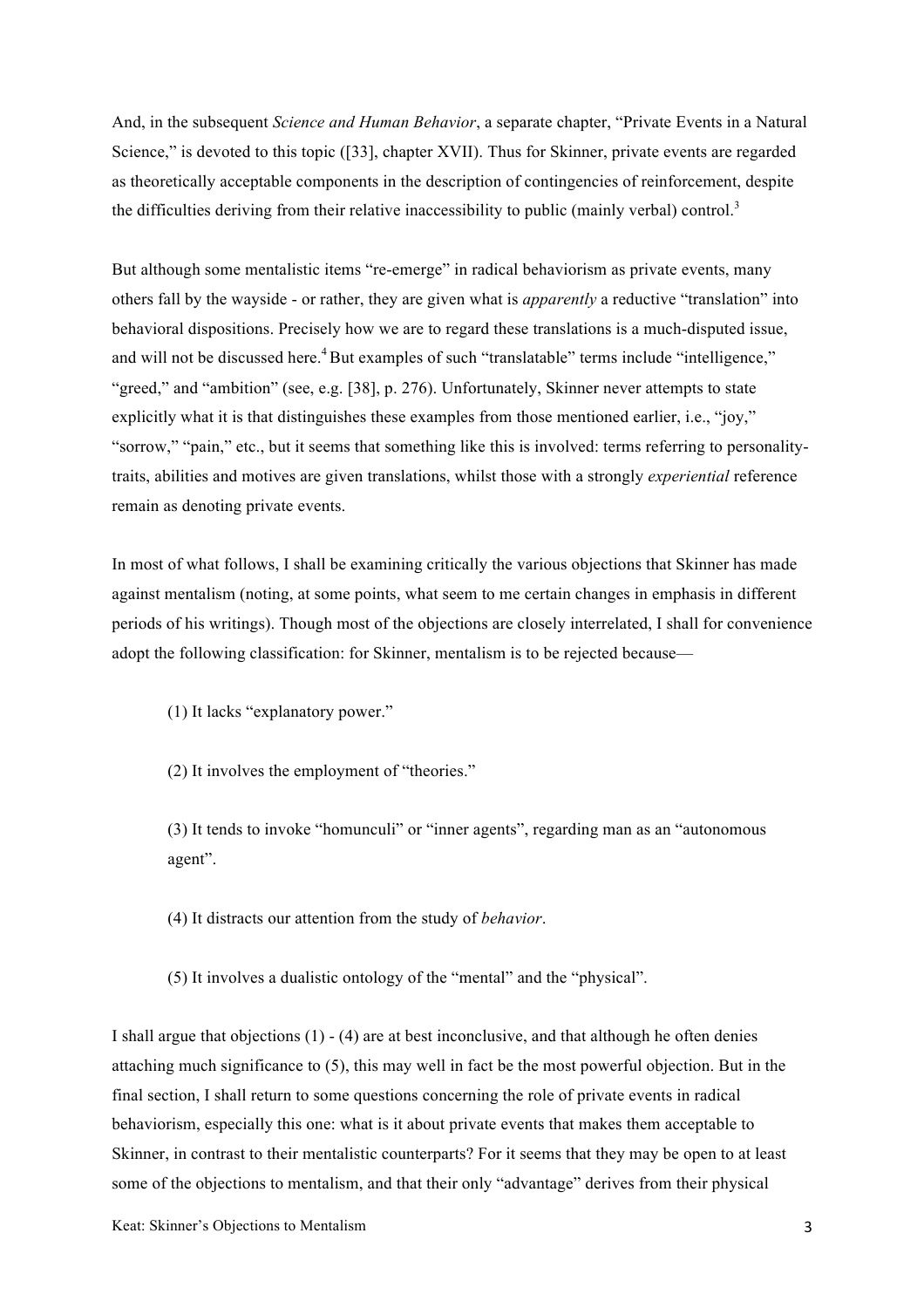And, in the subsequent *Science and Human Behavior*, a separate chapter, "Private Events in a Natural Science," is devoted to this topic ([33], chapter XVII). Thus for Skinner, private events are regarded as theoretically acceptable components in the description of contingencies of reinforcement, despite the difficulties deriving from their relative inaccessibility to public (mainly verbal) control.[3]

But although some mentalistic items "re-emerge" in radical behaviorism as private events, many others fall by the wayside - or rather, they are given what is *apparently* a reductive "translation" into behavioral dispositions. Precisely how we are to regard these translations is a much-disputed issue, and will not be discussed here.[4] But examples of such "translatable" terms include "intelligence," "greed," and "ambition" (see, e.g. [38], p. 276). Unfortunately, Skinner never attempts to state explicitly what it is that distinguishes these examples from those mentioned earlier, i.e., "joy," "sorrow," "pain," etc., but it seems that something like this is involved: terms referring to personality-traits, abilities and motives are given translations, whilst those with a strongly *experiential* reference remain as denoting private events.

In most of what follows, I shall be examining critically the various objections that Skinner has made against mentalism (noting, at some points, what seem to me certain changes in emphasis in different periods of his writings). Though most of the objections are closely interrelated, I shall for convenience adopt the following classification: for Skinner, mentalism is to be rejected because—

(1) It lacks "explanatory power."

(2) It involves the employment of "theories."

(3) It tends to invoke "homunculi" or "inner agents", regarding man as an "autonomous agent".

(4) It distracts our attention from the study of *behavior*.

(5) It involves a dualistic ontology of the "mental" and the "physical".

I shall argue that objections (1) - (4) are at best inconclusive, and that although he often denies attaching much significance to (5), this may well in fact be the most powerful objection. But in the final section, I shall return to some questions concerning the role of private events in radical behaviorism, especially this one: what is it about private events that makes them acceptable to Skinner, in contrast to their mentalistic counterparts? For it seems that they may be open to at least some of the objections to mentalism, and that their only "advantage" derives from their physical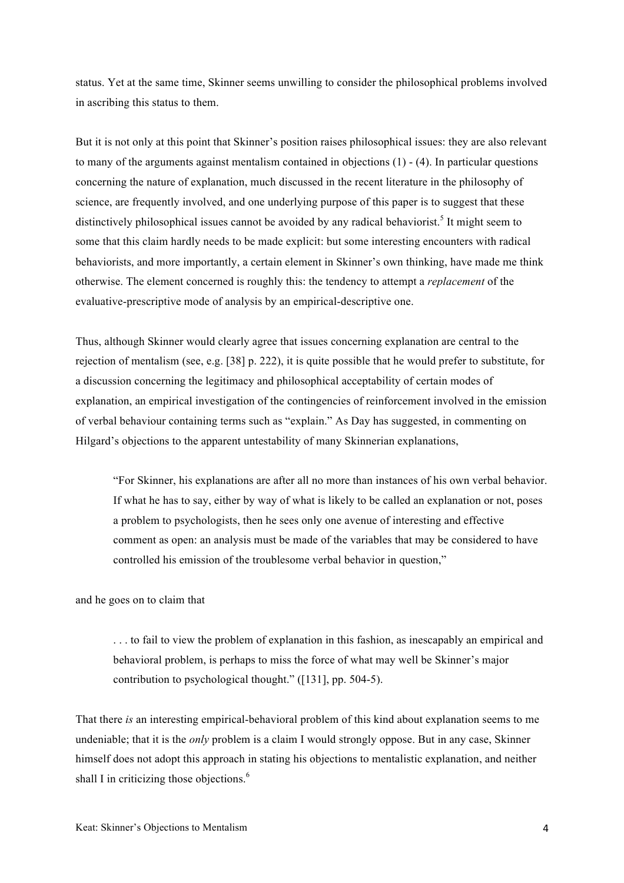status. Yet at the same time, Skinner seems unwilling to consider the philosophical problems involved in ascribing this status to them.

But it is not only at this point that Skinner's position raises philosophical issues: they are also relevant to many of the arguments against mentalism contained in objections (1) - (4). In particular questions concerning the nature of explanation, much discussed in the recent literature in the philosophy of science, are frequently involved, and one underlying purpose of this paper is to suggest that these distinctively philosophical issues cannot be avoided by any radical behaviorist.[5] It might seem to some that this claim hardly needs to be made explicit: but some interesting encounters with radical behaviorists, and more importantly, a certain element in Skinner's own thinking, have made me think otherwise. The element concerned is roughly this: the tendency to attempt a *replacement* of the evaluative-prescriptive mode of analysis by an empirical-descriptive one.

Thus, although Skinner would clearly agree that issues concerning explanation are central to the rejection of mentalism (see, e.g. [38] p. 222), it is quite possible that he would prefer to substitute, for a discussion concerning the legitimacy and philosophical acceptability of certain modes of explanation, an empirical investigation of the contingencies of reinforcement involved in the emission of verbal behaviour containing terms such as "explain." As Day has suggested, in commenting on Hilgard's objections to the apparent untestability of many Skinnerian explanations,

> "For Skinner, his explanations are after all no more than instances of his own verbal behavior. If what he has to say, either by way of what is likely to be called an explanation or not, poses a problem to psychologists, then he sees only one avenue of interesting and effective comment as open: an analysis must be made of the variables that may be considered to have controlled his emission of the troublesome verbal behavior in question,"

and he goes on to claim that

> . . . to fail to view the problem of explanation in this fashion, as inescapably an empirical and behavioral problem, is perhaps to miss the force of what may well be Skinner's major contribution to psychological thought." ([131], pp. 504-5).

That there *is* an interesting empirical-behavioral problem of this kind about explanation seems to me undeniable; that it is the *only* problem is a claim I would strongly oppose. But in any case, Skinner himself does not adopt this approach in stating his objections to mentalistic explanation, and neither shall I in criticizing those objections.[6]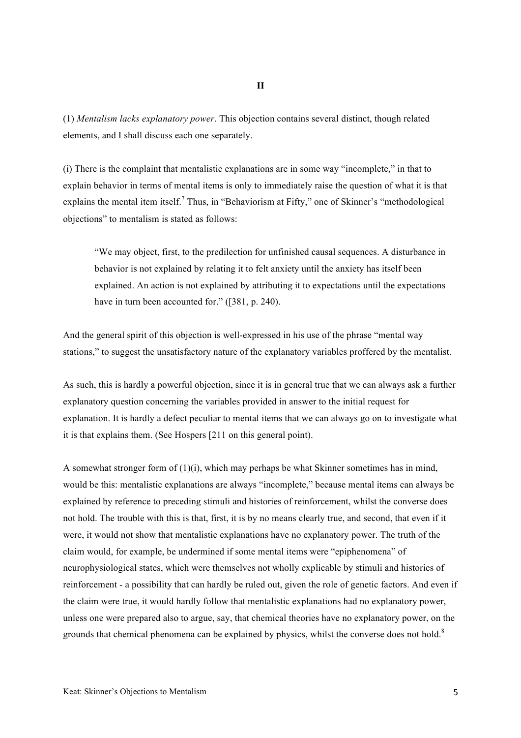## II

(1) *Mentalism lacks explanatory power*. This objection contains several distinct, though related elements, and I shall discuss each one separately.

(i) There is the complaint that mentalistic explanations are in some way "incomplete," in that to explain behavior in terms of mental items is only to immediately raise the question of what it is that explains the mental item itself.[7] Thus, in "Behaviorism at Fifty," one of Skinner's "methodological objections" to mentalism is stated as follows:

> "We may object, first, to the predilection for unfinished causal sequences. A disturbance in behavior is not explained by relating it to felt anxiety until the anxiety has itself been explained. An action is not explained by attributing it to expectations until the expectations have in turn been accounted for." ([381, p. 240).

And the general spirit of this objection is well-expressed in his use of the phrase "mental way stations," to suggest the unsatisfactory nature of the explanatory variables proffered by the mentalist.

As such, this is hardly a powerful objection, since it is in general true that we can always ask a further explanatory question concerning the variables provided in answer to the initial request for explanation. It is hardly a defect peculiar to mental items that we can always go on to investigate what it is that explains them. (See Hospers [211 on this general point).

A somewhat stronger form of (1)(i), which may perhaps be what Skinner sometimes has in mind, would be this: mentalistic explanations are always "incomplete," because mental items can always be explained by reference to preceding stimuli and histories of reinforcement, whilst the converse does not hold. The trouble with this is that, first, it is by no means clearly true, and second, that even if it were, it would not show that mentalistic explanations have no explanatory power. The truth of the claim would, for example, be undermined if some mental items were "epiphenomena" of neurophysiological states, which were themselves not wholly explicable by stimuli and histories of reinforcement - a possibility that can hardly be ruled out, given the role of genetic factors. And even if the claim were true, it would hardly follow that mentalistic explanations had no explanatory power, unless one were prepared also to argue, say, that chemical theories have no explanatory power, on the grounds that chemical phenomena can be explained by physics, whilst the converse does not hold.[8]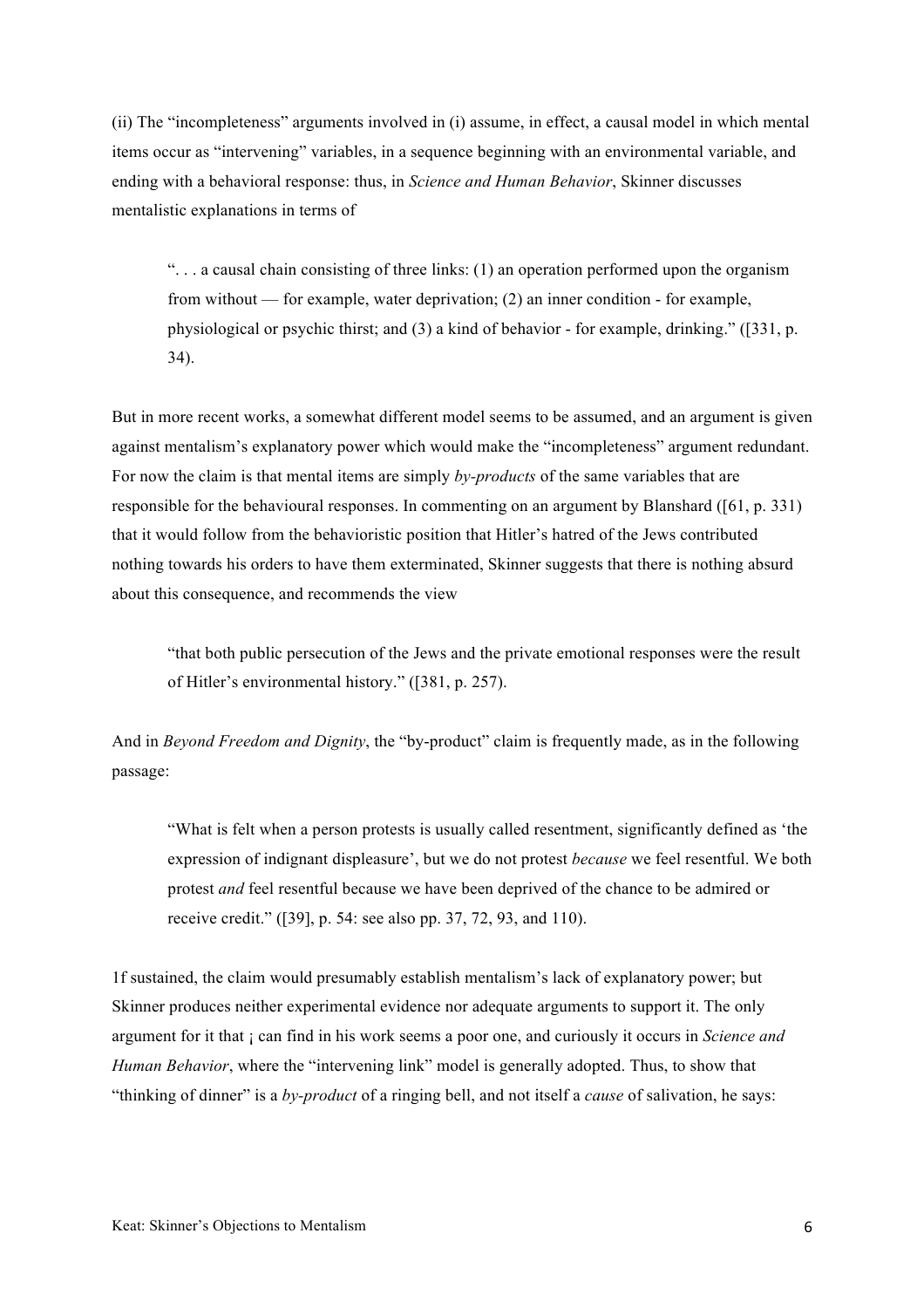(ii) The "incompleteness" arguments involved in (i) assume, in effect, a causal model in which mental items occur as "intervening" variables, in a sequence beginning with an environmental variable, and ending with a behavioral response: thus, in *Science and Human Behavior*, Skinner discusses mentalistic explanations in terms of

> ". . . a causal chain consisting of three links: (1) an operation performed upon the organism from without — for example, water deprivation; (2) an inner condition - for example, physiological or psychic thirst; and (3) a kind of behavior - for example, drinking." ([331, p. 34).

But in more recent works, a somewhat different model seems to be assumed, and an argument is given against mentalism's explanatory power which would make the "incompleteness" argument redundant. For now the claim is that mental items are simply *by-products* of the same variables that are responsible for the behavioural responses. In commenting on an argument by Blanshard ([61, p. 331) that it would follow from the behavioristic position that Hitler's hatred of the Jews contributed nothing towards his orders to have them exterminated, Skinner suggests that there is nothing absurd about this consequence, and recommends the view

> "that both public persecution of the Jews and the private emotional responses were the result of Hitler's environmental history." ([381, p. 257).

And in *Beyond Freedom and Dignity*, the "by-product" claim is frequently made, as in the following passage:

> "What is felt when a person protests is usually called resentment, significantly defined as 'the expression of indignant displeasure', but we do not protest *because* we feel resentful. We both protest *and* feel resentful because we have been deprived of the chance to be admired or receive credit." ([39], p. 54: see also pp. 37, 72, 93, and 110).

1f sustained, the claim would presumably establish mentalism's lack of explanatory power; but Skinner produces neither experimental evidence nor adequate arguments to support it. The only argument for it that ¡ can find in his work seems a poor one, and curiously it occurs in *Science and Human Behavior*, where the "intervening link" model is generally adopted. Thus, to show that "thinking of dinner" is a *by-product* of a ringing bell, and not itself a *cause* of salivation, he says: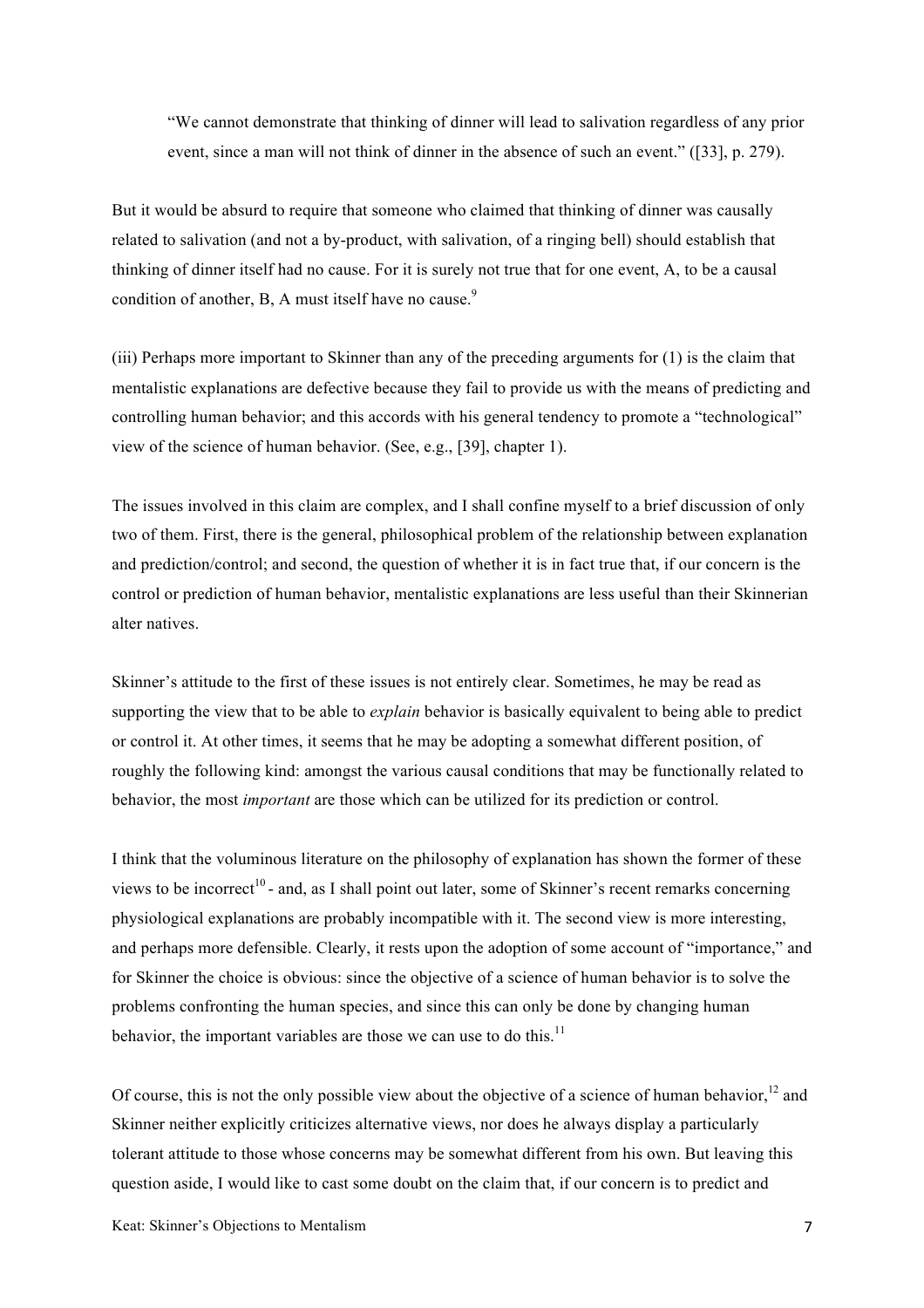> "We cannot demonstrate that thinking of dinner will lead to salivation regardless of any prior event, since a man will not think of dinner in the absence of such an event." ([33], p. 279).

But it would be absurd to require that someone who claimed that thinking of dinner was causally related to salivation (and not a by-product, with salivation, of a ringing bell) should establish that thinking of dinner itself had no cause. For it is surely not true that for one event, A, to be a causal condition of another, B, A must itself have no cause.[9]

(iii) Perhaps more important to Skinner than any of the preceding arguments for (1) is the claim that mentalistic explanations are defective because they fail to provide us with the means of predicting and controlling human behavior; and this accords with his general tendency to promote a "technological" view of the science of human behavior. (See, e.g., [39], chapter 1).

The issues involved in this claim are complex, and I shall confine myself to a brief discussion of only two of them. First, there is the general, philosophical problem of the relationship between explanation and prediction/control; and second, the question of whether it is in fact true that, if our concern is the control or prediction of human behavior, mentalistic explanations are less useful than their Skinnerian alter natives.

Skinner's attitude to the first of these issues is not entirely clear. Sometimes, he may be read as supporting the view that to be able to *explain* behavior is basically equivalent to being able to predict or control it. At other times, it seems that he may be adopting a somewhat different position, of roughly the following kind: amongst the various causal conditions that may be functionally related to behavior, the most *important* are those which can be utilized for its prediction or control.

I think that the voluminous literature on the philosophy of explanation has shown the former of these views to be incorrect[10] - and, as I shall point out later, some of Skinner's recent remarks concerning physiological explanations are probably incompatible with it. The second view is more interesting, and perhaps more defensible. Clearly, it rests upon the adoption of some account of "importance," and for Skinner the choice is obvious: since the objective of a science of human behavior is to solve the problems confronting the human species, and since this can only be done by changing human behavior, the important variables are those we can use to do this.[11]

Of course, this is not the only possible view about the objective of a science of human behavior,[12] and Skinner neither explicitly criticizes alternative views, nor does he always display a particularly tolerant attitude to those whose concerns may be somewhat different from his own. But leaving this question aside, I would like to cast some doubt on the claim that, if our concern is to predict and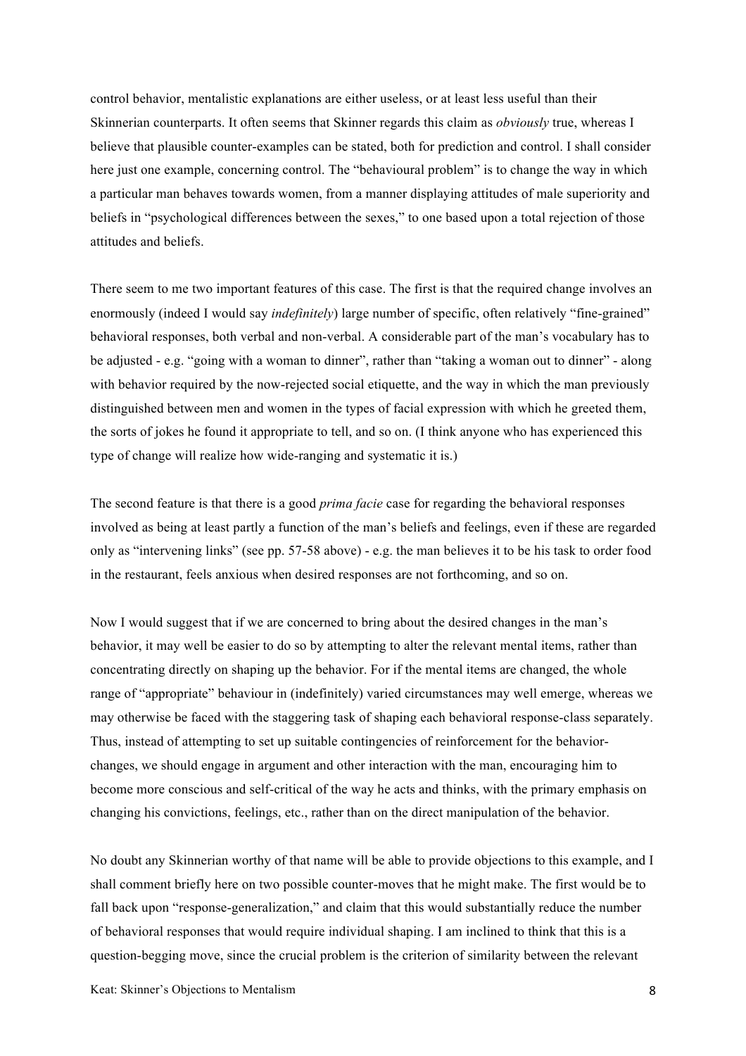control behavior, mentalistic explanations are either useless, or at least less useful than their Skinnerian counterparts. It often seems that Skinner regards this claim as *obviously* true, whereas I believe that plausible counter-examples can be stated, both for prediction and control. I shall consider here just one example, concerning control. The "behavioural problem" is to change the way in which a particular man behaves towards women, from a manner displaying attitudes of male superiority and beliefs in "psychological differences between the sexes," to one based upon a total rejection of those attitudes and beliefs.

There seem to me two important features of this case. The first is that the required change involves an enormously (indeed I would say *indefinitely*) large number of specific, often relatively "fine-grained" behavioral responses, both verbal and non-verbal. A considerable part of the man's vocabulary has to be adjusted - e.g. "going with a woman to dinner", rather than "taking a woman out to dinner" - along with behavior required by the now-rejected social etiquette, and the way in which the man previously distinguished between men and women in the types of facial expression with which he greeted them, the sorts of jokes he found it appropriate to tell, and so on. (I think anyone who has experienced this type of change will realize how wide-ranging and systematic it is.)

The second feature is that there is a good *prima facie* case for regarding the behavioral responses involved as being at least partly a function of the man's beliefs and feelings, even if these are regarded only as "intervening links" (see pp. 57-58 above) - e.g. the man believes it to be his task to order food in the restaurant, feels anxious when desired responses are not forthcoming, and so on.

Now I would suggest that if we are concerned to bring about the desired changes in the man's behavior, it may well be easier to do so by attempting to alter the relevant mental items, rather than concentrating directly on shaping up the behavior. For if the mental items are changed, the whole range of "appropriate" behaviour in (indefinitely) varied circumstances may well emerge, whereas we may otherwise be faced with the staggering task of shaping each behavioral response-class separately. Thus, instead of attempting to set up suitable contingencies of reinforcement for the behavior-changes, we should engage in argument and other interaction with the man, encouraging him to become more conscious and self-critical of the way he acts and thinks, with the primary emphasis on changing his convictions, feelings, etc., rather than on the direct manipulation of the behavior.

No doubt any Skinnerian worthy of that name will be able to provide objections to this example, and I shall comment briefly here on two possible counter-moves that he might make. The first would be to fall back upon "response-generalization," and claim that this would substantially reduce the number of behavioral responses that would require individual shaping. I am inclined to think that this is a question-begging move, since the crucial problem is the criterion of similarity between the relevant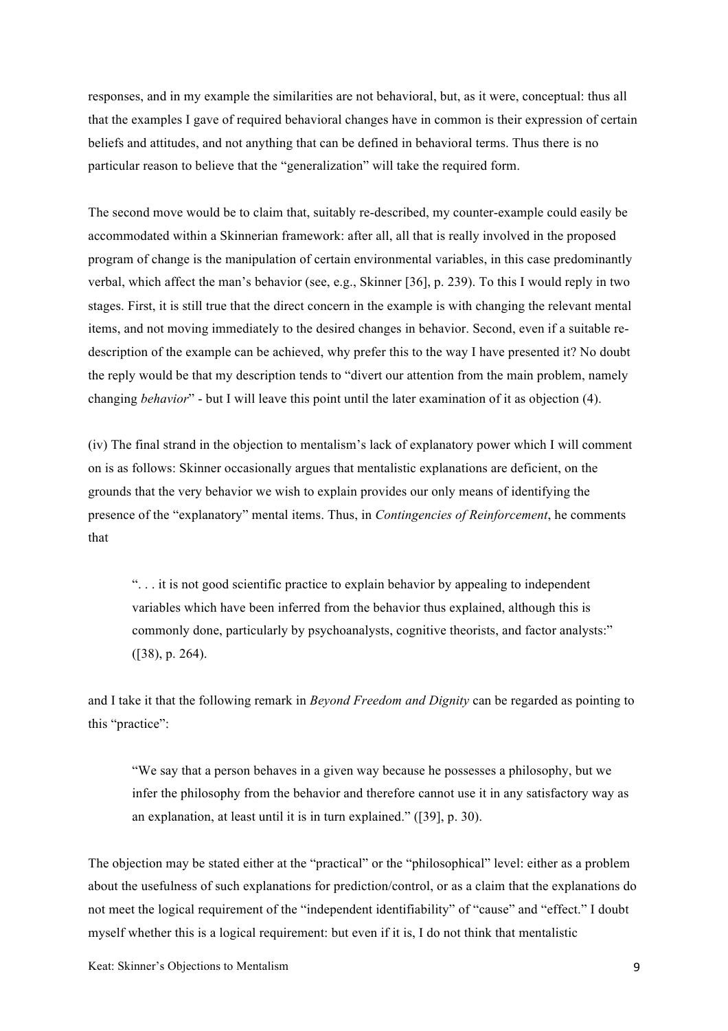responses, and in my example the similarities are not behavioral, but, as it were, conceptual: thus all that the examples I gave of required behavioral changes have in common is their expression of certain beliefs and attitudes, and not anything that can be defined in behavioral terms. Thus there is no particular reason to believe that the "generalization" will take the required form.

The second move would be to claim that, suitably re-described, my counter-example could easily be accommodated within a Skinnerian framework: after all, all that is really involved in the proposed program of change is the manipulation of certain environmental variables, in this case predominantly verbal, which affect the man's behavior (see, e.g., Skinner [36], p. 239). To this I would reply in two stages. First, it is still true that the direct concern in the example is with changing the relevant mental items, and not moving immediately to the desired changes in behavior. Second, even if a suitable re-description of the example can be achieved, why prefer this to the way I have presented it? No doubt the reply would be that my description tends to "divert our attention from the main problem, namely changing *behavior*" - but I will leave this point until the later examination of it as objection (4).

(iv) The final strand in the objection to mentalism's lack of explanatory power which I will comment on is as follows: Skinner occasionally argues that mentalistic explanations are deficient, on the grounds that the very behavior we wish to explain provides our only means of identifying the presence of the "explanatory" mental items. Thus, in *Contingencies of Reinforcement*, he comments that

> ". . . it is not good scientific practice to explain behavior by appealing to independent variables which have been inferred from the behavior thus explained, although this is commonly done, particularly by psychoanalysts, cognitive theorists, and factor analysts:" ([38), p. 264).

and I take it that the following remark in *Beyond Freedom and Dignity* can be regarded as pointing to this "practice":

> "We say that a person behaves in a given way because he possesses a philosophy, but we infer the philosophy from the behavior and therefore cannot use it in any satisfactory way as an explanation, at least until it is in turn explained." ([39], p. 30).

The objection may be stated either at the "practical" or the "philosophical" level: either as a problem about the usefulness of such explanations for prediction/control, or as a claim that the explanations do not meet the logical requirement of the "independent identifiability" of "cause" and "effect." I doubt myself whether this is a logical requirement: but even if it is, I do not think that mentalistic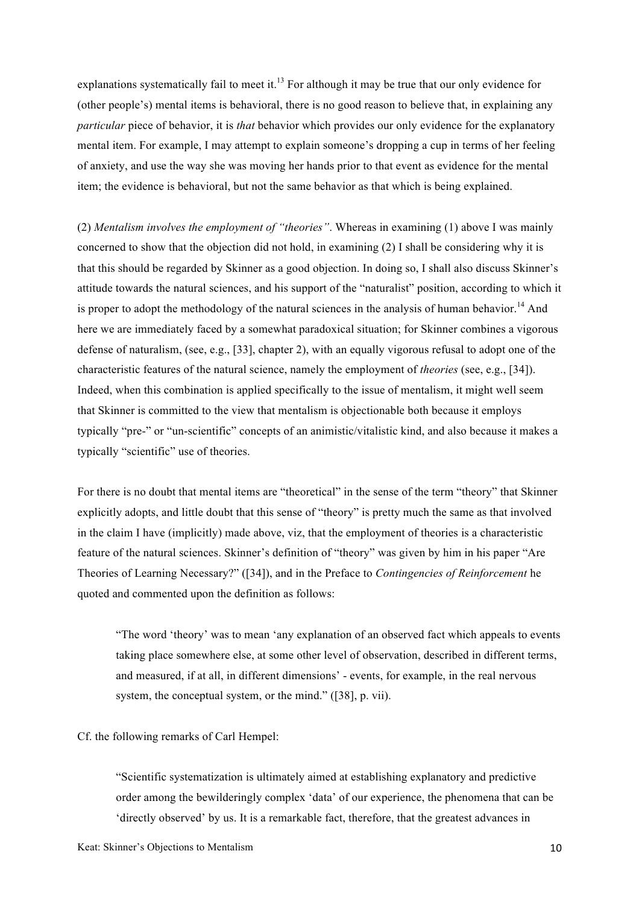explanations systematically fail to meet it.[13] For although it may be true that our only evidence for (other people's) mental items is behavioral, there is no good reason to believe that, in explaining any *particular* piece of behavior, it is *that* behavior which provides our only evidence for the explanatory mental item. For example, I may attempt to explain someone's dropping a cup in terms of her feeling of anxiety, and use the way she was moving her hands prior to that event as evidence for the mental item; the evidence is behavioral, but not the same behavior as that which is being explained.

(2) *Mentalism involves the employment of "theories"*. Whereas in examining (1) above I was mainly concerned to show that the objection did not hold, in examining (2) I shall be considering why it is that this should be regarded by Skinner as a good objection. In doing so, I shall also discuss Skinner's attitude towards the natural sciences, and his support of the "naturalist" position, according to which it is proper to adopt the methodology of the natural sciences in the analysis of human behavior.[14] And here we are immediately faced by a somewhat paradoxical situation; for Skinner combines a vigorous defense of naturalism, (see, e.g., [33], chapter 2), with an equally vigorous refusal to adopt one of the characteristic features of the natural science, namely the employment of *theories* (see, e.g., [34]). Indeed, when this combination is applied specifically to the issue of mentalism, it might well seem that Skinner is committed to the view that mentalism is objectionable both because it employs typically "pre-" or "un-scientific" concepts of an animistic/vitalistic kind, and also because it makes a typically "scientific" use of theories.

For there is no doubt that mental items are "theoretical" in the sense of the term "theory" that Skinner explicitly adopts, and little doubt that this sense of "theory" is pretty much the same as that involved in the claim I have (implicitly) made above, viz, that the employment of theories is a characteristic feature of the natural sciences. Skinner's definition of "theory" was given by him in his paper "Are Theories of Learning Necessary?" ([34]), and in the Preface to *Contingencies of Reinforcement* he quoted and commented upon the definition as follows:

> "The word 'theory' was to mean 'any explanation of an observed fact which appeals to events taking place somewhere else, at some other level of observation, described in different terms, and measured, if at all, in different dimensions' - events, for example, in the real nervous system, the conceptual system, or the mind." ([38], p. vii).

Cf. the following remarks of Carl Hempel:

> "Scientific systematization is ultimately aimed at establishing explanatory and predictive order among the bewilderingly complex 'data' of our experience, the phenomena that can be 'directly observed' by us. It is a remarkable fact, therefore, that the greatest advances in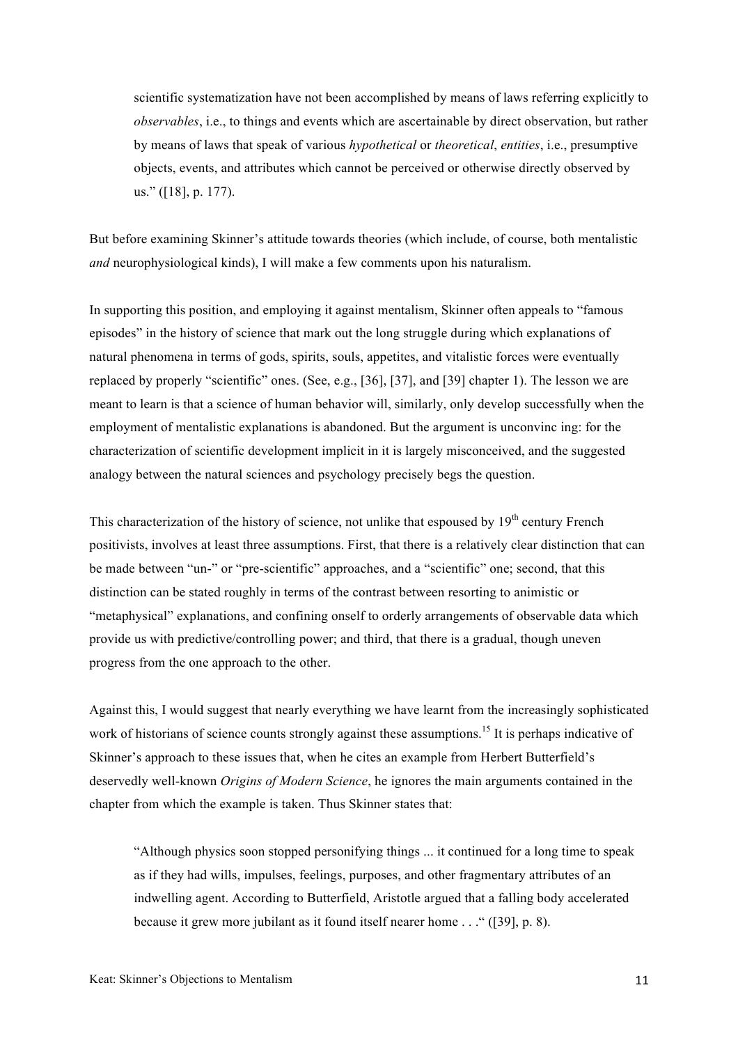> scientific systematization have not been accomplished by means of laws referring explicitly to *observables*, i.e., to things and events which are ascertainable by direct observation, but rather by means of laws that speak of various *hypothetical* or *theoretical*, *entities*, i.e., presumptive objects, events, and attributes which cannot be perceived or otherwise directly observed by us." ([18], p. 177).

But before examining Skinner's attitude towards theories (which include, of course, both mentalistic *and* neurophysiological kinds), I will make a few comments upon his naturalism.

In supporting this position, and employing it against mentalism, Skinner often appeals to "famous episodes" in the history of science that mark out the long struggle during which explanations of natural phenomena in terms of gods, spirits, souls, appetites, and vitalistic forces were eventually replaced by properly "scientific" ones. (See, e.g., [36], [37], and [39] chapter 1). The lesson we are meant to learn is that a science of human behavior will, similarly, only develop successfully when the employment of mentalistic explanations is abandoned. But the argument is unconvinc ing: for the characterization of scientific development implicit in it is largely misconceived, and the suggested analogy between the natural sciences and psychology precisely begs the question.

This characterization of the history of science, not unlike that espoused by 19th century French positivists, involves at least three assumptions. First, that there is a relatively clear distinction that can be made between "un-" or "pre-scientific" approaches, and a "scientific" one; second, that this distinction can be stated roughly in terms of the contrast between resorting to animistic or "metaphysical" explanations, and confining onself to orderly arrangements of observable data which provide us with predictive/controlling power; and third, that there is a gradual, though uneven progress from the one approach to the other.

Against this, I would suggest that nearly everything we have learnt from the increasingly sophisticated work of historians of science counts strongly against these assumptions.[15] It is perhaps indicative of Skinner's approach to these issues that, when he cites an example from Herbert Butterfield's deservedly well-known *Origins of Modern Science*, he ignores the main arguments contained in the chapter from which the example is taken. Thus Skinner states that:

> "Although physics soon stopped personifying things ... it continued for a long time to speak as if they had wills, impulses, feelings, purposes, and other fragmentary attributes of an indwelling agent. According to Butterfield, Aristotle argued that a falling body accelerated because it grew more jubilant as it found itself nearer home . . ." ([39], p. 8).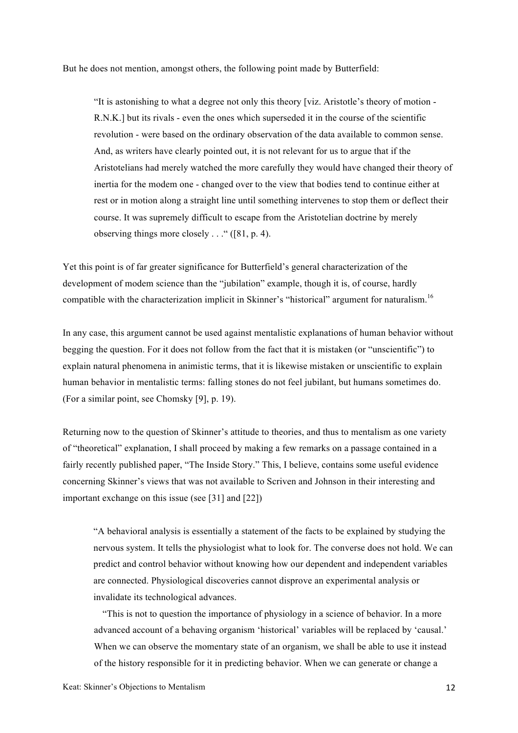But he does not mention, amongst others, the following point made by Butterfield:

> "It is astonishing to what a degree not only this theory [viz. Aristotle's theory of motion - R.N.K.] but its rivals - even the ones which superseded it in the course of the scientific revolution - were based on the ordinary observation of the data available to common sense. And, as writers have clearly pointed out, it is not relevant for us to argue that if the Aristotelians had merely watched the more carefully they would have changed their theory of inertia for the modem one - changed over to the view that bodies tend to continue either at rest or in motion along a straight line until something intervenes to stop them or deflect their course. It was supremely difficult to escape from the Aristotelian doctrine by merely observing things more closely . . ." ([81, p. 4).

Yet this point is of far greater significance for Butterfield's general characterization of the development of modem science than the "jubilation" example, though it is, of course, hardly compatible with the characterization implicit in Skinner's "historical" argument for naturalism.[16]

In any case, this argument cannot be used against mentalistic explanations of human behavior without begging the question. For it does not follow from the fact that it is mistaken (or "unscientific") to explain natural phenomena in animistic terms, that it is likewise mistaken or unscientific to explain human behavior in mentalistic terms: falling stones do not feel jubilant, but humans sometimes do. (For a similar point, see Chomsky [9], p. 19).

Returning now to the question of Skinner's attitude to theories, and thus to mentalism as one variety of "theoretical" explanation, I shall proceed by making a few remarks on a passage contained in a fairly recently published paper, "The Inside Story." This, I believe, contains some useful evidence concerning Skinner's views that was not available to Scriven and Johnson in their interesting and important exchange on this issue (see [31] and [22])

> "A behavioral analysis is essentially a statement of the facts to be explained by studying the nervous system. It tells the physiologist what to look for. The converse does not hold. We can predict and control behavior without knowing how our dependent and independent variables are connected. Physiological discoveries cannot disprove an experimental analysis or invalidate its technological advances.
>
> "This is not to question the importance of physiology in a science of behavior. In a more advanced account of a behaving organism 'historical' variables will be replaced by 'causal.' When we can observe the momentary state of an organism, we shall be able to use it instead of the history responsible for it in predicting behavior. When we can generate or change a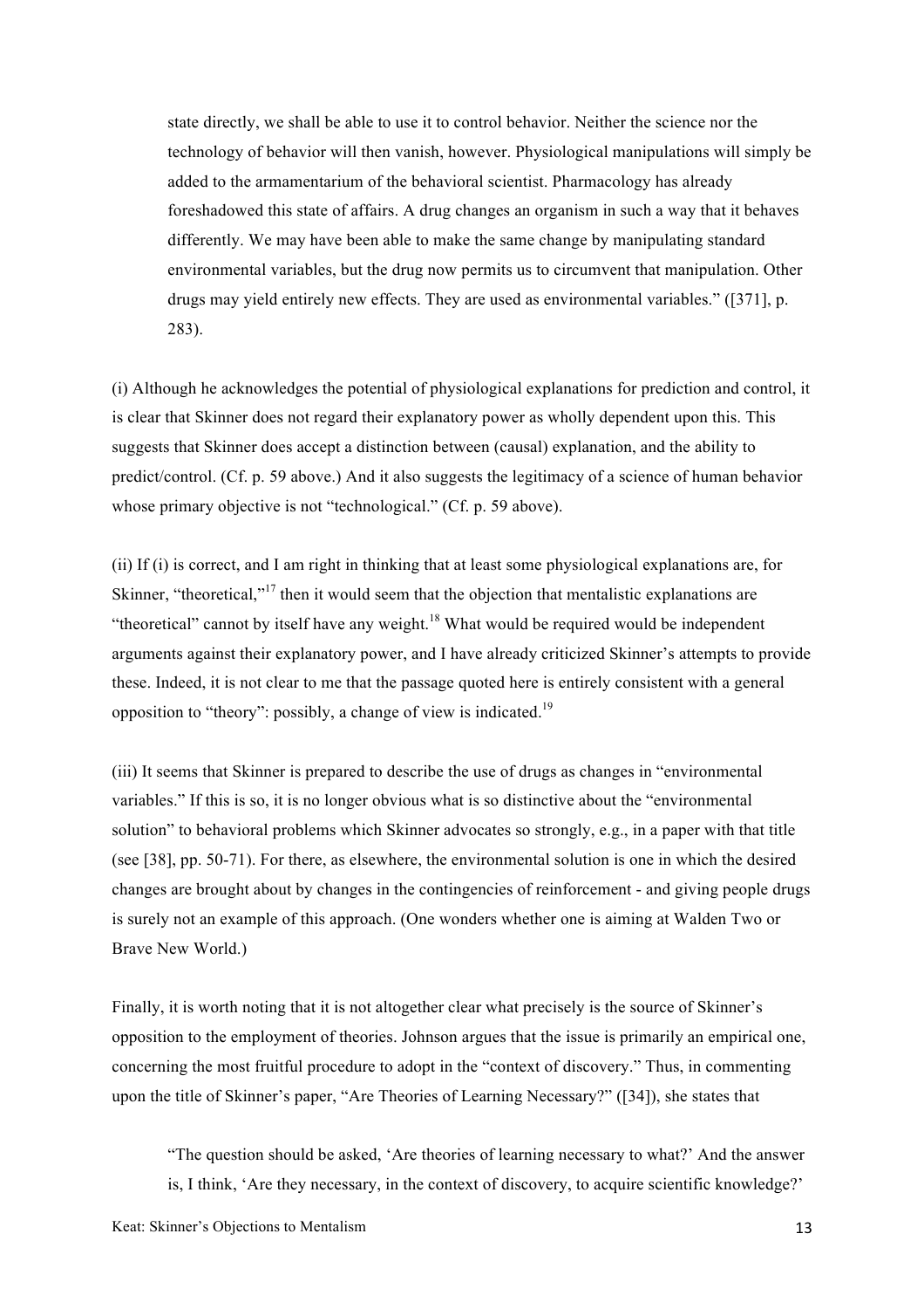> state directly, we shall be able to use it to control behavior. Neither the science nor the technology of behavior will then vanish, however. Physiological manipulations will simply be added to the armamentarium of the behavioral scientist. Pharmacology has already foreshadowed this state of affairs. A drug changes an organism in such a way that it behaves differently. We may have been able to make the same change by manipulating standard environmental variables, but the drug now permits us to circumvent that manipulation. Other drugs may yield entirely new effects. They are used as environmental variables." ([371], p. 283).

(i) Although he acknowledges the potential of physiological explanations for prediction and control, it is clear that Skinner does not regard their explanatory power as wholly dependent upon this. This suggests that Skinner does accept a distinction between (causal) explanation, and the ability to predict/control. (Cf. p. 59 above.) And it also suggests the legitimacy of a science of human behavior whose primary objective is not "technological." (Cf. p. 59 above).

(ii) If (i) is correct, and I am right in thinking that at least some physiological explanations are, for Skinner, "theoretical,"[17] then it would seem that the objection that mentalistic explanations are "theoretical" cannot by itself have any weight.[18] What would be required would be independent arguments against their explanatory power, and I have already criticized Skinner's attempts to provide these. Indeed, it is not clear to me that the passage quoted here is entirely consistent with a general opposition to "theory": possibly, a change of view is indicated.[19]

(iii) It seems that Skinner is prepared to describe the use of drugs as changes in "environmental variables." If this is so, it is no longer obvious what is so distinctive about the "environmental solution" to behavioral problems which Skinner advocates so strongly, e.g., in a paper with that title (see [38], pp. 50-71). For there, as elsewhere, the environmental solution is one in which the desired changes are brought about by changes in the contingencies of reinforcement - and giving people drugs is surely not an example of this approach. (One wonders whether one is aiming at Walden Two or Brave New World.)

Finally, it is worth noting that it is not altogether clear what precisely is the source of Skinner's opposition to the employment of theories. Johnson argues that the issue is primarily an empirical one, concerning the most fruitful procedure to adopt in the "context of discovery." Thus, in commenting upon the title of Skinner's paper, "Are Theories of Learning Necessary?" ([34]), she states that

> "The question should be asked, 'Are theories of learning necessary to what?' And the answer is, I think, 'Are they necessary, in the context of discovery, to acquire scientific knowledge?'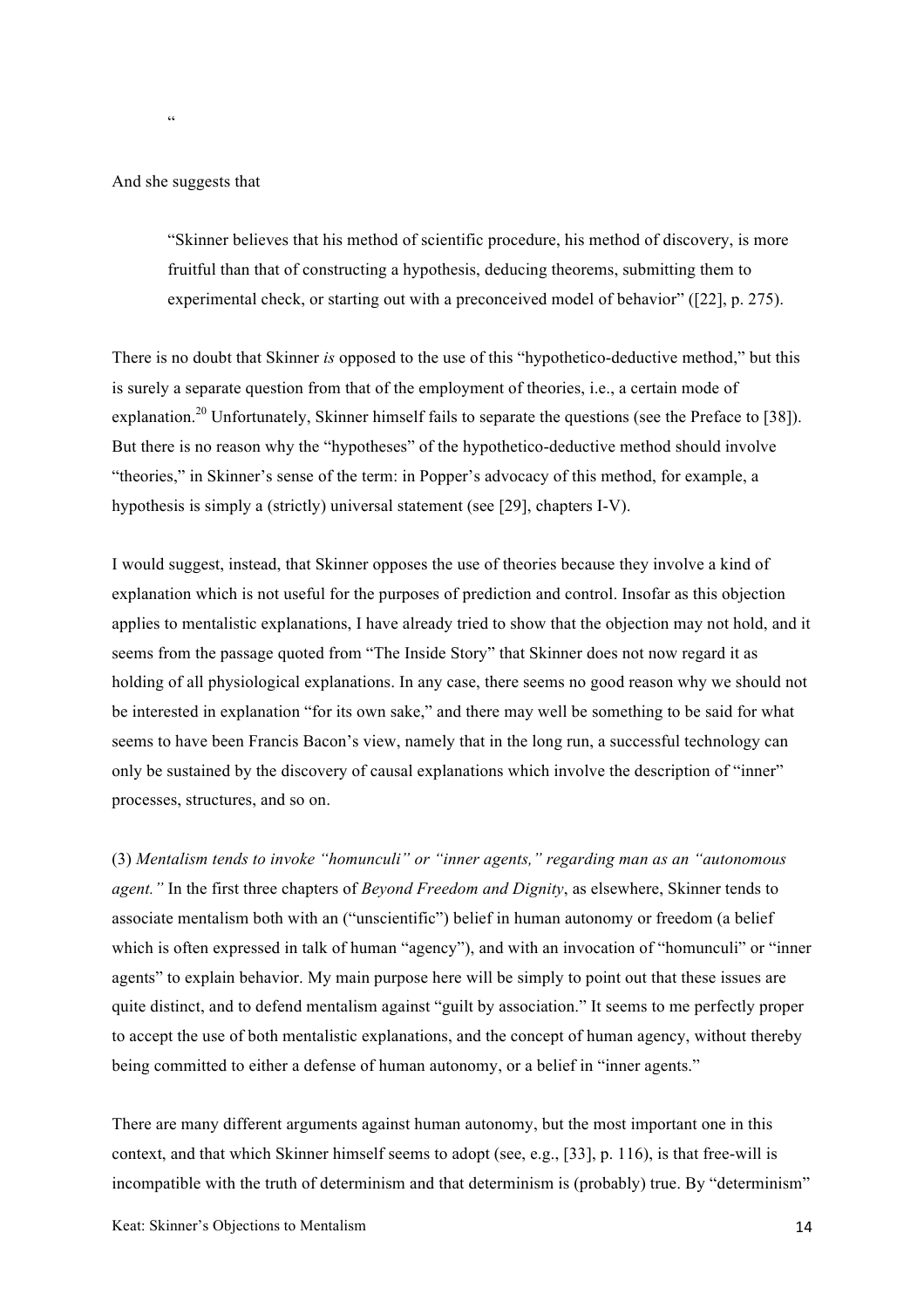"

And she suggests that

> "Skinner believes that his method of scientific procedure, his method of discovery, is more fruitful than that of constructing a hypothesis, deducing theorems, submitting them to experimental check, or starting out with a preconceived model of behavior" ([22], p. 275).

There is no doubt that Skinner *is* opposed to the use of this "hypothetico-deductive method," but this is surely a separate question from that of the employment of theories, i.e., a certain mode of explanation.[20] Unfortunately, Skinner himself fails to separate the questions (see the Preface to [38]). But there is no reason why the "hypotheses" of the hypothetico-deductive method should involve "theories," in Skinner's sense of the term: in Popper's advocacy of this method, for example, a hypothesis is simply a (strictly) universal statement (see [29], chapters I-V).

I would suggest, instead, that Skinner opposes the use of theories because they involve a kind of explanation which is not useful for the purposes of prediction and control. Insofar as this objection applies to mentalistic explanations, I have already tried to show that the objection may not hold, and it seems from the passage quoted from "The Inside Story" that Skinner does not now regard it as holding of all physiological explanations. In any case, there seems no good reason why we should not be interested in explanation "for its own sake," and there may well be something to be said for what seems to have been Francis Bacon's view, namely that in the long run, a successful technology can only be sustained by the discovery of causal explanations which involve the description of "inner" processes, structures, and so on.

(3) *Mentalism tends to invoke "homunculi" or "inner agents," regarding man as an "autonomous agent."* In the first three chapters of *Beyond Freedom and Dignity*, as elsewhere, Skinner tends to associate mentalism both with an ("unscientific") belief in human autonomy or freedom (a belief which is often expressed in talk of human "agency"), and with an invocation of "homunculi" or "inner agents" to explain behavior. My main purpose here will be simply to point out that these issues are quite distinct, and to defend mentalism against "guilt by association." It seems to me perfectly proper to accept the use of both mentalistic explanations, and the concept of human agency, without thereby being committed to either a defense of human autonomy, or a belief in "inner agents."

There are many different arguments against human autonomy, but the most important one in this context, and that which Skinner himself seems to adopt (see, e.g., [33], p. 116), is that free-will is incompatible with the truth of determinism and that determinism is (probably) true. By "determinism"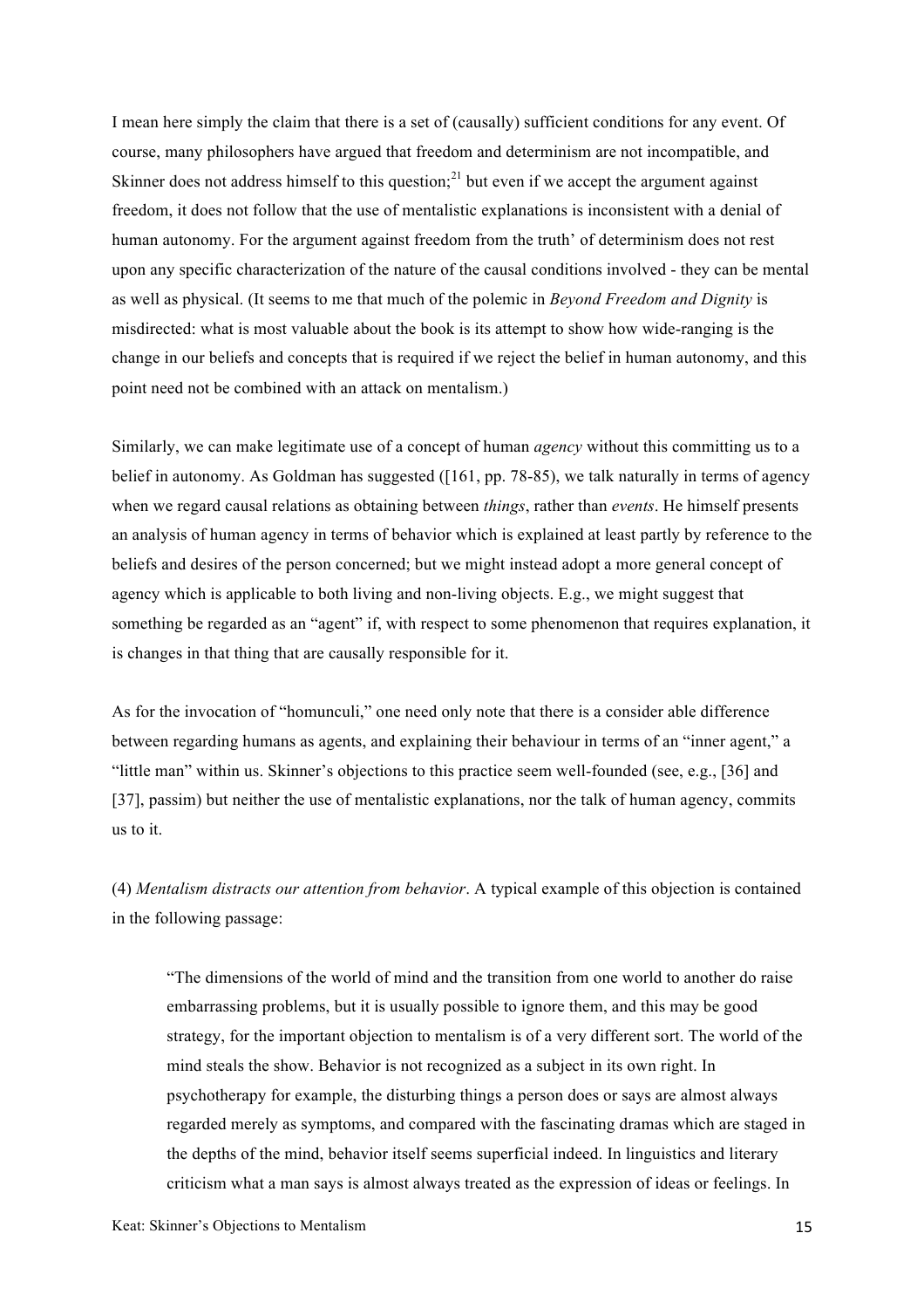I mean here simply the claim that there is a set of (causally) sufficient conditions for any event. Of course, many philosophers have argued that freedom and determinism are not incompatible, and Skinner does not address himself to this question;[21] but even if we accept the argument against freedom, it does not follow that the use of mentalistic explanations is inconsistent with a denial of human autonomy. For the argument against freedom from the truth' of determinism does not rest upon any specific characterization of the nature of the causal conditions involved - they can be mental as well as physical. (It seems to me that much of the polemic in *Beyond Freedom and Dignity* is misdirected: what is most valuable about the book is its attempt to show how wide-ranging is the change in our beliefs and concepts that is required if we reject the belief in human autonomy, and this point need not be combined with an attack on mentalism.)

Similarly, we can make legitimate use of a concept of human *agency* without this committing us to a belief in autonomy. As Goldman has suggested ([161, pp. 78-85), we talk naturally in terms of agency when we regard causal relations as obtaining between *things*, rather than *events*. He himself presents an analysis of human agency in terms of behavior which is explained at least partly by reference to the beliefs and desires of the person concerned; but we might instead adopt a more general concept of agency which is applicable to both living and non-living objects. E.g., we might suggest that something be regarded as an "agent" if, with respect to some phenomenon that requires explanation, it is changes in that thing that are causally responsible for it.

As for the invocation of "homunculi," one need only note that there is a consider able difference between regarding humans as agents, and explaining their behaviour in terms of an "inner agent," a "little man" within us. Skinner's objections to this practice seem well-founded (see, e.g., [36] and [37], passim) but neither the use of mentalistic explanations, nor the talk of human agency, commits us to it.

(4) *Mentalism distracts our attention from behavior*. A typical example of this objection is contained in the following passage:

> "The dimensions of the world of mind and the transition from one world to another do raise embarrassing problems, but it is usually possible to ignore them, and this may be good strategy, for the important objection to mentalism is of a very different sort. The world of the mind steals the show. Behavior is not recognized as a subject in its own right. In psychotherapy for example, the disturbing things a person does or says are almost always regarded merely as symptoms, and compared with the fascinating dramas which are staged in the depths of the mind, behavior itself seems superficial indeed. In linguistics and literary criticism what a man says is almost always treated as the expression of ideas or feelings. In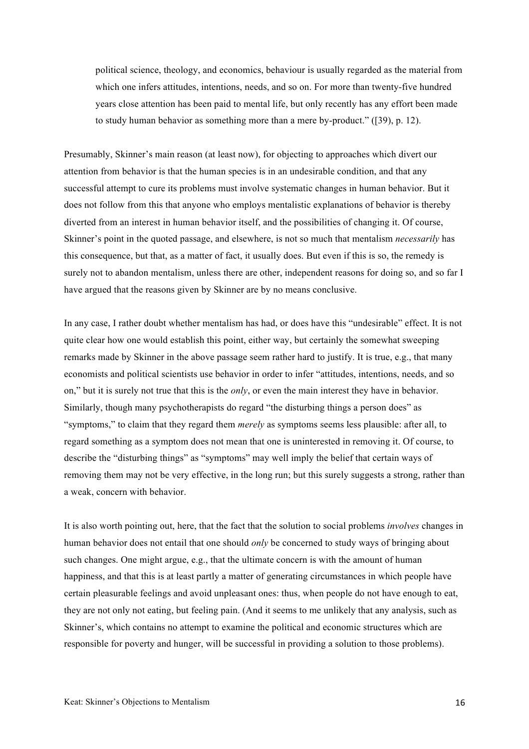> political science, theology, and economics, behaviour is usually regarded as the material from which one infers attitudes, intentions, needs, and so on. For more than twenty-five hundred years close attention has been paid to mental life, but only recently has any effort been made to study human behavior as something more than a mere by-product." ([39], p. 12).

Presumably, Skinner's main reason (at least now), for objecting to approaches which divert our attention from behavior is that the human species is in an undesirable condition, and that any successful attempt to cure its problems must involve systematic changes in human behavior. But it does not follow from this that anyone who employs mentalistic explanations of behavior is thereby diverted from an interest in human behavior itself, and the possibilities of changing it. Of course, Skinner's point in the quoted passage, and elsewhere, is not so much that mentalism *necessarily* has this consequence, but that, as a matter of fact, it usually does. But even if this is so, the remedy is surely not to abandon mentalism, unless there are other, independent reasons for doing so, and so far I have argued that the reasons given by Skinner are by no means conclusive.

In any case, I rather doubt whether mentalism has had, or does have this "undesirable" effect. It is not quite clear how one would establish this point, either way, but certainly the somewhat sweeping remarks made by Skinner in the above passage seem rather hard to justify. It is true, e.g., that many economists and political scientists use behavior in order to infer "attitudes, intentions, needs, and so on," but it is surely not true that this is the *only*, or even the main interest they have in behavior. Similarly, though many psychotherapists do regard "the disturbing things a person does" as "symptoms," to claim that they regard them *merely* as symptoms seems less plausible: after all, to regard something as a symptom does not mean that one is uninterested in removing it. Of course, to describe the "disturbing things" as "symptoms" may well imply the belief that certain ways of removing them may not be very effective, in the long run; but this surely suggests a strong, rather than a weak, concern with behavior.

It is also worth pointing out, here, that the fact that the solution to social problems *involves* changes in human behavior does not entail that one should *only* be concerned to study ways of bringing about such changes. One might argue, e.g., that the ultimate concern is with the amount of human happiness, and that this is at least partly a matter of generating circumstances in which people have certain pleasurable feelings and avoid unpleasant ones: thus, when people do not have enough to eat, they are not only not eating, but feeling pain. (And it seems to me unlikely that any analysis, such as Skinner's, which contains no attempt to examine the political and economic structures which are responsible for poverty and hunger, will be successful in providing a solution to those problems).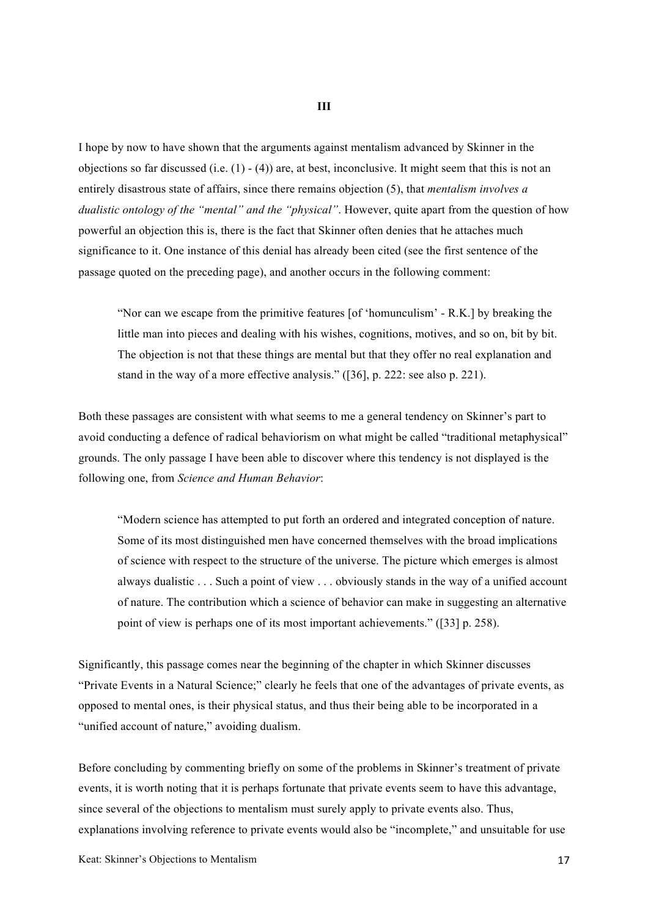### III

I hope by now to have shown that the arguments against mentalism advanced by Skinner in the objections so far discussed (i.e. (1) - (4)) are, at best, inconclusive. It might seem that this is not an entirely disastrous state of affairs, since there remains objection (5), that *mentalism involves a dualistic ontology of the "mental" and the "physical"*. However, quite apart from the question of how powerful an objection this is, there is the fact that Skinner often denies that he attaches much significance to it. One instance of this denial has already been cited (see the first sentence of the passage quoted on the preceding page), and another occurs in the following comment:

> "Nor can we escape from the primitive features [of 'homunculism' - R.K.] by breaking the little man into pieces and dealing with his wishes, cognitions, motives, and so on, bit by bit. The objection is not that these things are mental but that they offer no real explanation and stand in the way of a more effective analysis." ([36], p. 222: see also p. 221).

Both these passages are consistent with what seems to me a general tendency on Skinner's part to avoid conducting a defence of radical behaviorism on what might be called "traditional metaphysical" grounds. The only passage I have been able to discover where this tendency is not displayed is the following one, from *Science and Human Behavior*:

> "Modern science has attempted to put forth an ordered and integrated conception of nature. Some of its most distinguished men have concerned themselves with the broad implications of science with respect to the structure of the universe. The picture which emerges is almost always dualistic . . . Such a point of view . . . obviously stands in the way of a unified account of nature. The contribution which a science of behavior can make in suggesting an alternative point of view is perhaps one of its most important achievements." ([33] p. 258).

Significantly, this passage comes near the beginning of the chapter in which Skinner discusses "Private Events in a Natural Science;" clearly he feels that one of the advantages of private events, as opposed to mental ones, is their physical status, and thus their being able to be incorporated in a "unified account of nature," avoiding dualism.

Before concluding by commenting briefly on some of the problems in Skinner's treatment of private events, it is worth noting that it is perhaps fortunate that private events seem to have this advantage, since several of the objections to mentalism must surely apply to private events also. Thus, explanations involving reference to private events would also be "incomplete," and unsuitable for use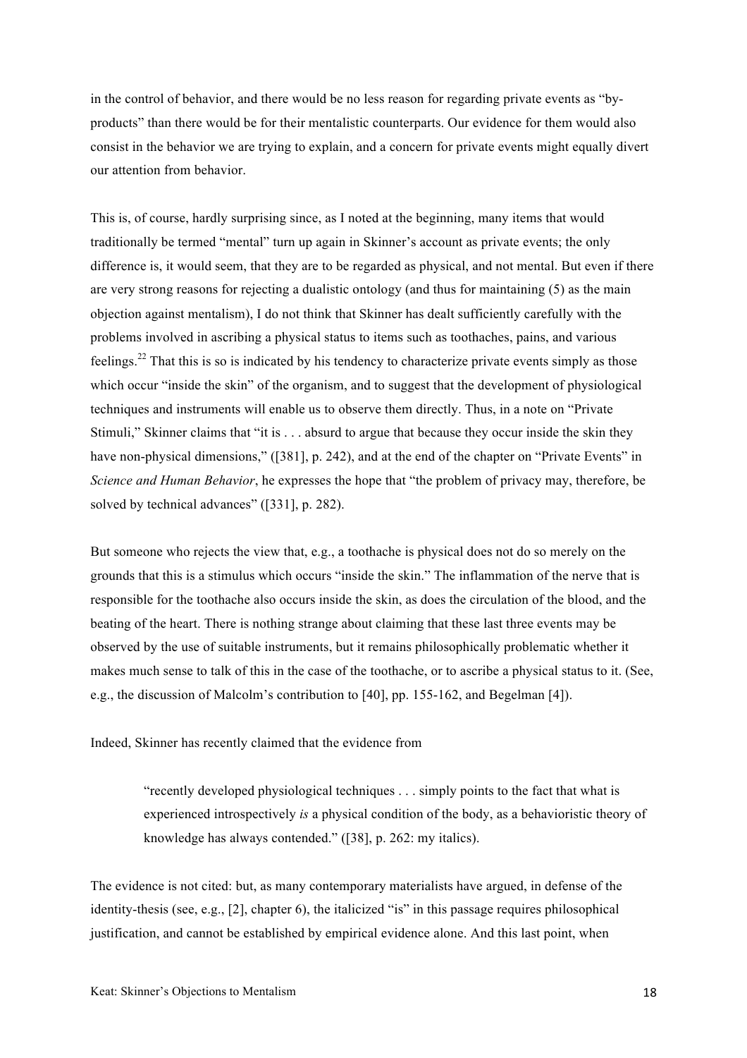in the control of behavior, and there would be no less reason for regarding private events as "by-products" than there would be for their mentalistic counterparts. Our evidence for them would also consist in the behavior we are trying to explain, and a concern for private events might equally divert our attention from behavior.

This is, of course, hardly surprising since, as I noted at the beginning, many items that would traditionally be termed "mental" turn up again in Skinner's account as private events; the only difference is, it would seem, that they are to be regarded as physical, and not mental. But even if there are very strong reasons for rejecting a dualistic ontology (and thus for maintaining (5) as the main objection against mentalism), I do not think that Skinner has dealt sufficiently carefully with the problems involved in ascribing a physical status to items such as toothaches, pains, and various feelings.[22] That this is so is indicated by his tendency to characterize private events simply as those which occur "inside the skin" of the organism, and to suggest that the development of physiological techniques and instruments will enable us to observe them directly. Thus, in a note on "Private Stimuli," Skinner claims that "it is . . . absurd to argue that because they occur inside the skin they have non-physical dimensions," ([381], p. 242), and at the end of the chapter on "Private Events" in *Science and Human Behavior*, he expresses the hope that "the problem of privacy may, therefore, be solved by technical advances" ([331], p. 282).

But someone who rejects the view that, e.g., a toothache is physical does not do so merely on the grounds that this is a stimulus which occurs "inside the skin." The inflammation of the nerve that is responsible for the toothache also occurs inside the skin, as does the circulation of the blood, and the beating of the heart. There is nothing strange about claiming that these last three events may be observed by the use of suitable instruments, but it remains philosophically problematic whether it makes much sense to talk of this in the case of the toothache, or to ascribe a physical status to it. (See, e.g., the discussion of Malcolm's contribution to [40], pp. 155-162, and Begelman [4]).

Indeed, Skinner has recently claimed that the evidence from

> "recently developed physiological techniques . . . simply points to the fact that what is experienced introspectively *is* a physical condition of the body, as a behavioristic theory of knowledge has always contended." ([38], p. 262: my italics).

The evidence is not cited: but, as many contemporary materialists have argued, in defense of the identity-thesis (see, e.g., [2], chapter 6), the italicized "is" in this passage requires philosophical justification, and cannot be established by empirical evidence alone. And this last point, when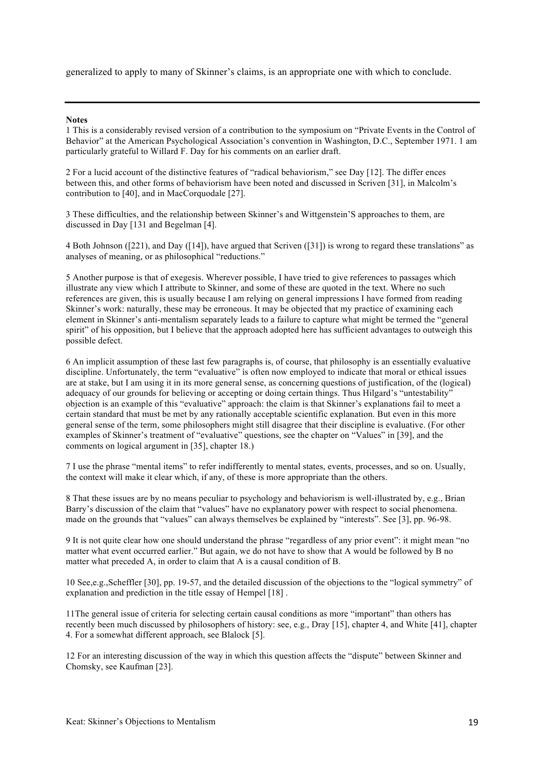generalized to apply to many of Skinner's claims, is an appropriate one with which to conclude.

---

**Notes**

1 This is a considerably revised version of a contribution to the symposium on "Private Events in the Control of Behavior" at the American Psychological Association's convention in Washington, D.C., September 1971. 1 am particularly grateful to Willard F. Day for his comments on an earlier draft.

2 For a lucid account of the distinctive features of "radical behaviorism," see Day [12]. The differ ences between this, and other forms of behaviorism have been noted and discussed in Scriven [31], in Malcolm's contribution to [40], and in MacCorquodale [27].

3 These difficulties, and the relationship between Skinner's and Wittgenstein'S approaches to them, are discussed in Day [131 and Begelman [4].

4 Both Johnson ([221), and Day ([14]), have argued that Scriven ([31]) is wrong to regard these translations" as analyses of meaning, or as philosophical "reductions."

5 Another purpose is that of exegesis. Wherever possible, I have tried to give references to passages which illustrate any view which I attribute to Skinner, and some of these are quoted in the text. Where no such references are given, this is usually because I am relying on general impressions I have formed from reading Skinner's work: naturally, these may be erroneous. It may be objected that my practice of examining each element in Skinner's anti-mentalism separately leads to a failure to capture what might be termed the "general spirit" of his opposition, but I believe that the approach adopted here has sufficient advantages to outweigh this possible defect.

6 An implicit assumption of these last few paragraphs is, of course, that philosophy is an essentially evaluative discipline. Unfortunately, the term "evaluative" is often now employed to indicate that moral or ethical issues are at stake, but I am using it in its more general sense, as concerning questions of justification, of the (logical) adequacy of our grounds for believing or accepting or doing certain things. Thus Hilgard's "untestability" objection is an example of this "evaluative" approach: the claim is that Skinner's explanations fail to meet a certain standard that must be met by any rationally acceptable scientific explanation. But even in this more general sense of the term, some philosophers might still disagree that their discipline is evaluative. (For other examples of Skinner's treatment of "evaluative" questions, see the chapter on "Values" in [39], and the comments on logical argument in [35], chapter 18.)

7 I use the phrase "mental items" to refer indifferently to mental states, events, processes, and so on. Usually, the context will make it clear which, if any, of these is more appropriate than the others.

8 That these issues are by no means peculiar to psychology and behaviorism is well-illustrated by, e.g., Brian Barry's discussion of the claim that "values" have no explanatory power with respect to social phenomena. made on the grounds that "values" can always themselves be explained by "interests". See [3], pp. 96-98.

9 It is not quite clear how one should understand the phrase "regardless of any prior event": it might mean "no matter what event occurred earlier." But again, we do not have to show that A would be followed by B no matter what preceded A, in order to claim that A is a causal condition of B.

10 See,e.g.,Scheffler [30], pp. 19-57, and the detailed discussion of the objections to the "logical symmetry" of explanation and prediction in the title essay of Hempel [18] .

11The general issue of criteria for selecting certain causal conditions as more "important" than others has recently been much discussed by philosophers of history: see, e.g., Dray [15], chapter 4, and White [41], chapter 4. For a somewhat different approach, see Blalock [5].

12 For an interesting discussion of the way in which this question affects the "dispute" between Skinner and Chomsky, see Kaufman [23].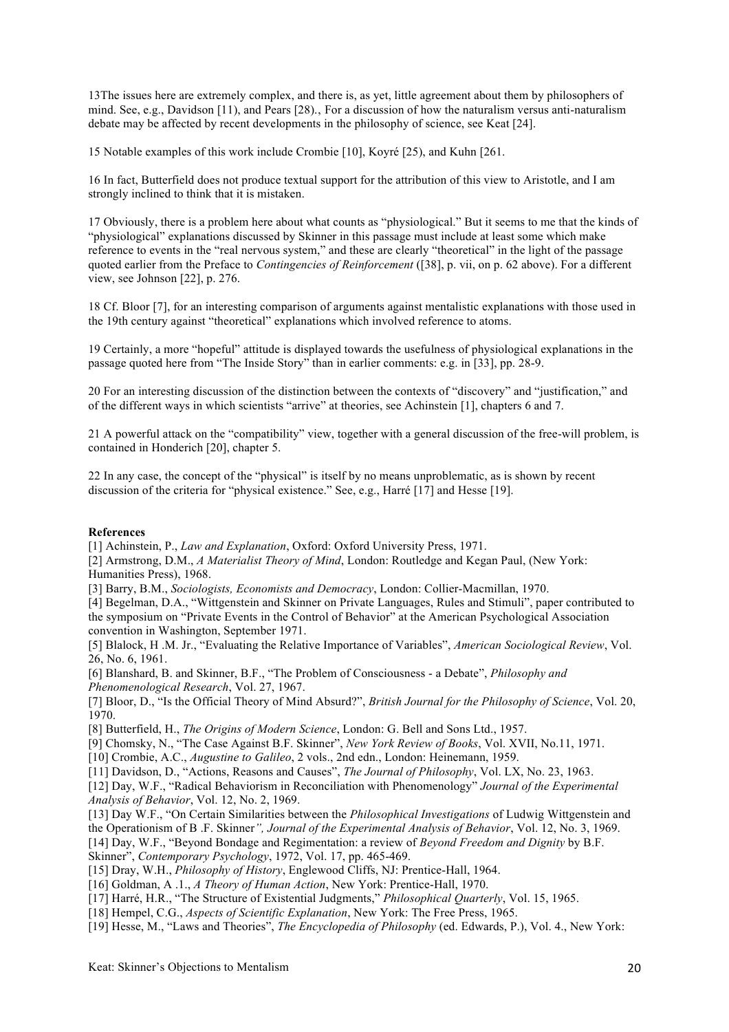13The issues here are extremely complex, and there is, as yet, little agreement about them by philosophers of mind. See, e.g., Davidson [11), and Pears [28)., For a discussion of how the naturalism versus anti-naturalism debate may be affected by recent developments in the philosophy of science, see Keat [24].

15 Notable examples of this work include Crombie [10], Koyré (25), and Kuhn [261.

16 In fact, Butterfield does not produce textual support for the attribution of this view to Aristotle, and I am strongly inclined to think that it is mistaken.

17 Obviously, there is a problem here about what counts as "physiological." But it seems to me that the kinds of "physiological" explanations discussed by Skinner in this passage must include at least some which make reference to events in the "real nervous system," and these are clearly "theoretical" in the light of the passage quoted earlier from the Preface to *Contingencies of Reinforcement* ([38], p. vii, on p. 62 above). For a different view, see Johnson [22], p. 276.

18 Cf. Bloor [7], for an interesting comparison of arguments against mentalistic explanations with those used in the 19th century against "theoretical" explanations which involved reference to atoms.

19 Certainly, a more "hopeful" attitude is displayed towards the usefulness of physiological explanations in the passage quoted here from "The Inside Story" than in earlier comments: e.g. in [33], pp. 28-9.

20 For an interesting discussion of the distinction between the contexts of "discovery" and "justification," and of the different ways in which scientists "arrive" at theories, see Achinstein [1], chapters 6 and 7.

21 A powerful attack on the "compatibility" view, together with a general discussion of the free-will problem, is contained in Honderich [20], chapter 5.

22 In any case, the concept of the "physical" is itself by no means unproblematic, as is shown by recent discussion of the criteria for "physical existence." See, e.g., Harré [17] and Hesse [19].

**References**

[1] Achinstein, P., *Law and Explanation*, Oxford: Oxford University Press, 1971.
[2] Armstrong, D.M., *A Materialist Theory of Mind*, London: Routledge and Kegan Paul, (New York: Humanities Press), 1968.
[3] Barry, B.M., *Sociologists, Economists and Democracy*, London: Collier-Macmillan, 1970.
[4] Begelman, D.A., "Wittgenstein and Skinner on Private Languages, Rules and Stimuli", paper contributed to the symposium on "Private Events in the Control of Behavior" at the American Psychological Association convention in Washington, September 1971.
[5] Blalock, H .M. Jr., "Evaluating the Relative Importance of Variables", *American Sociological Review*, Vol. 26, No. 6, 1961.
[6] Blanshard, B. and Skinner, B.F., "The Problem of Consciousness - a Debate", *Philosophy and Phenomenological Research*, Vol. 27, 1967.
[7] Bloor, D., "Is the Official Theory of Mind Absurd?", *British Journal for the Philosophy of Science*, Vol. 20, 1970.
[8] Butterfield, H., *The Origins of Modern Science*, London: G. Bell and Sons Ltd., 1957.
[9] Chomsky, N., "The Case Against B.F. Skinner", *New York Review of Books*, Vol. XVII, No.11, 1971.
[10] Crombie, A.C., *Augustine to Galileo*, 2 vols., 2nd edn., London: Heinemann, 1959.
[11] Davidson, D., "Actions, Reasons and Causes", *The Journal of Philosophy*, Vol. LX, No. 23, 1963.
[12] Day, W.F., "Radical Behaviorism in Reconciliation with Phenomenology" *Journal of the Experimental Analysis of Behavior*, Vol. 12, No. 2, 1969.
[13] Day W.F., "On Certain Similarities between the *Philosophical Investigations* of Ludwig Wittgenstein and the Operationism of B .F. Skinner*", Journal of the Experimental Analysis of Behavior*, Vol. 12, No. 3, 1969.
[14] Day, W.F., "Beyond Bondage and Regimentation: a review of *Beyond Freedom and Dignity* by B.F. Skinner", *Contemporary Psychology*, 1972, Vol. 17, pp. 465-469.
[15] Dray, W.H., *Philosophy of History*, Englewood Cliffs, NJ: Prentice-Hall, 1964.
[16] Goldman, A .1., *A Theory of Human Action*, New York: Prentice-Hall, 1970.
[17] Harré, H.R., "The Structure of Existential Judgments," *Philosophical Quarterly*, Vol. 15, 1965.
[18] Hempel, C.G., *Aspects of Scientific Explanation*, New York: The Free Press, 1965.
[19] Hesse, M., "Laws and Theories", *The Encyclopedia of Philosophy* (ed. Edwards, P.), Vol. 4., New York: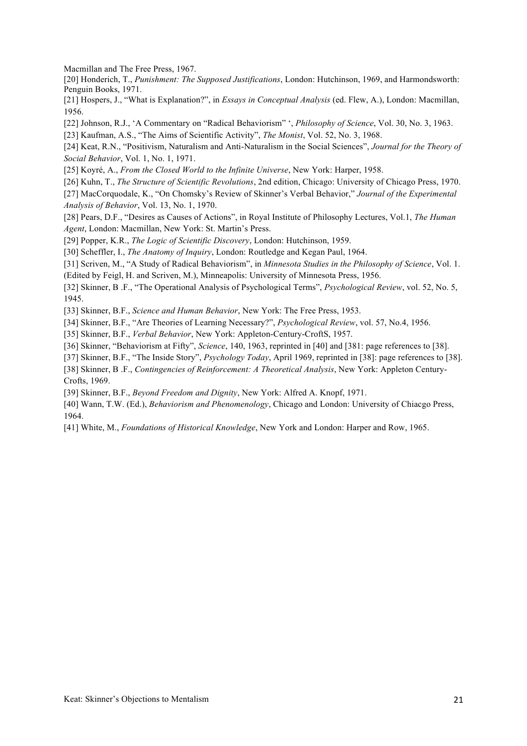Macmillan and The Free Press, 1967.

[20] Honderich, T., *Punishment: The Supposed Justifications*, London: Hutchinson, 1969, and Harmondsworth: Penguin Books, 1971.

[21] Hospers, J., "What is Explanation?", in *Essays in Conceptual Analysis* (ed. Flew, A.), London: Macmillan, 1956.

[22] Johnson, R.J., 'A Commentary on "Radical Behaviorism" ', *Philosophy of Science*, Vol. 30, No. 3, 1963.

[23] Kaufman, A.S., "The Aims of Scientific Activity", *The Monist*, Vol. 52, No. 3, 1968.

[24] Keat, R.N., "Positivism, Naturalism and Anti-Naturalism in the Social Sciences", *Journal for the Theory of Social Behavior*, Vol. 1, No. 1, 1971.

[25] Koyré, A., *From the Closed World to the Infinite Universe*, New York: Harper, 1958.

[26] Kuhn, T., *The Structure of Scientific Revolutions*, 2nd edition, Chicago: University of Chicago Press, 1970.

[27] MacCorquodale, K., "On Chomsky's Review of Skinner's Verbal Behavior," *Journal of the Experimental Analysis of Behavior*, Vol. 13, No. 1, 1970.

[28] Pears, D.F., "Desires as Causes of Actions", in Royal Institute of Philosophy Lectures, Vol.1, *The Human Agent*, London: Macmillan, New York: St. Martin's Press.

[29] Popper, K.R., *The Logic of Scientific Discovery*, London: Hutchinson, 1959.

[30] Scheffler, I., *The Anatomy of Inquiry*, London: Routledge and Kegan Paul, 1964.

[31] Scriven, M., "A Study of Radical Behaviorism", in *Minnesota Studies in the Philosophy of Science*, Vol. 1. (Edited by Feigl, H. and Scriven, M.), Minneapolis: University of Minnesota Press, 1956.

[32] Skinner, B .F., "The Operational Analysis of Psychological Terms", *Psychological Review*, vol. 52, No. 5, 1945.

[33] Skinner, B.F., *Science and Human Behavior*, New York: The Free Press, 1953.

[34] Skinner, B.F., "Are Theories of Learning Necessary?", *Psychological Review*, vol. 57, No.4, 1956.

[35] Skinner, B.F., *Verbal Behavior*, New York: Appleton-Century-CroftS, 1957.

[36] Skinner, "Behaviorism at Fifty", *Science*, 140, 1963, reprinted in [40] and [381: page references to [38].

[37] Skinner, B.F., "The Inside Story", *Psychology Today*, April 1969, reprinted in [38]: page references to [38].

[38] Skinner, B .F., *Contingencies of Reinforcement: A Theoretical Analysis*, New York: Appleton Century-Crofts, 1969.

[39] Skinner, B.F., *Beyond Freedom and Dignity*, New York: Alfred A. Knopf, 1971.

[40] Wann, T.W. (Ed.), *Behaviorism and Phenomenology*, Chicago and London: University of Chiacgo Press, 1964.

[41] White, M., *Foundations of Historical Knowledge*, New York and London: Harper and Row, 1965.